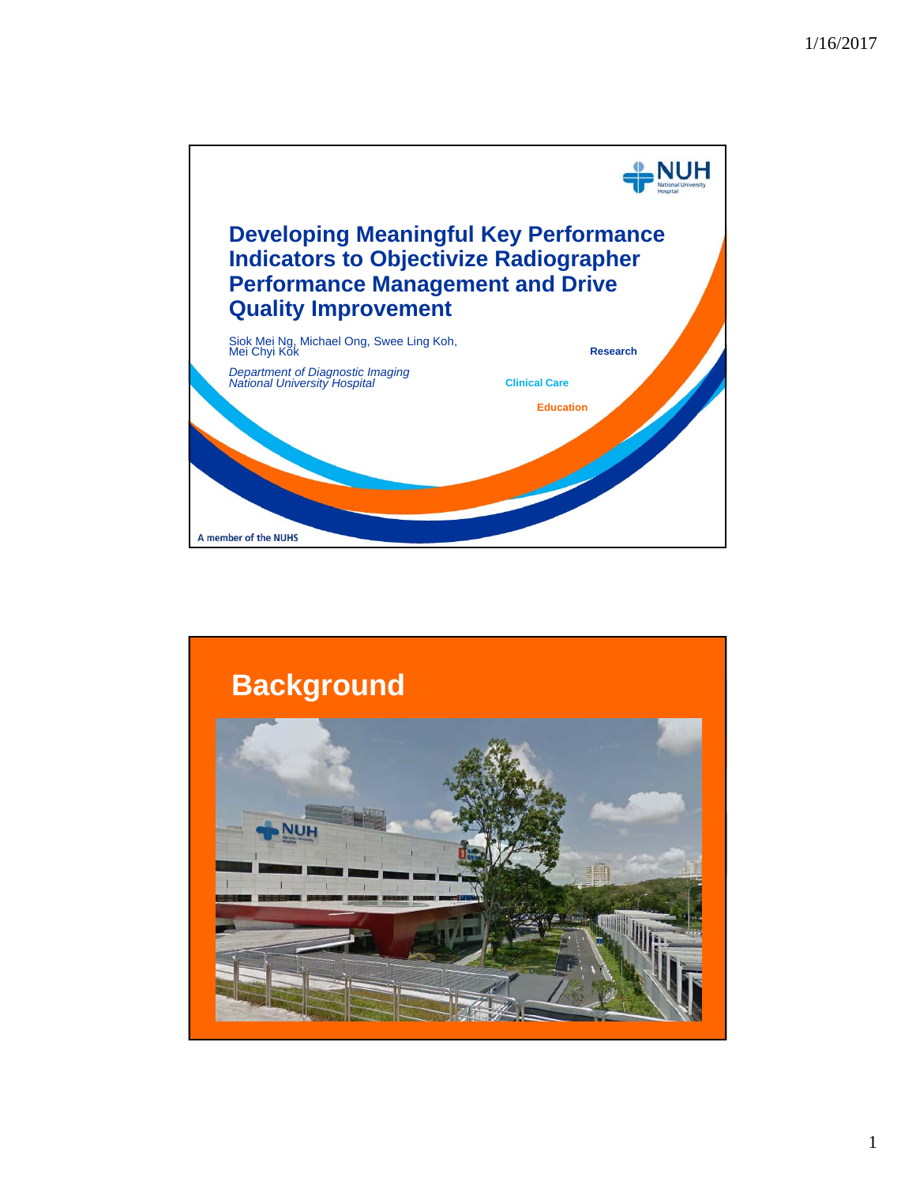# Developing Meaningful Key Performance Indicators to Objectivize Radiographer Performance Management and Drive Quality Improvement

Siok Mei Ng, Michael Ong, Swee Ling Koh, Mei Chyi Kok

*Department of Diagnostic Imaging*
*National University Hospital*

Research

Clinical Care

Education

A member of the NUHS

## Background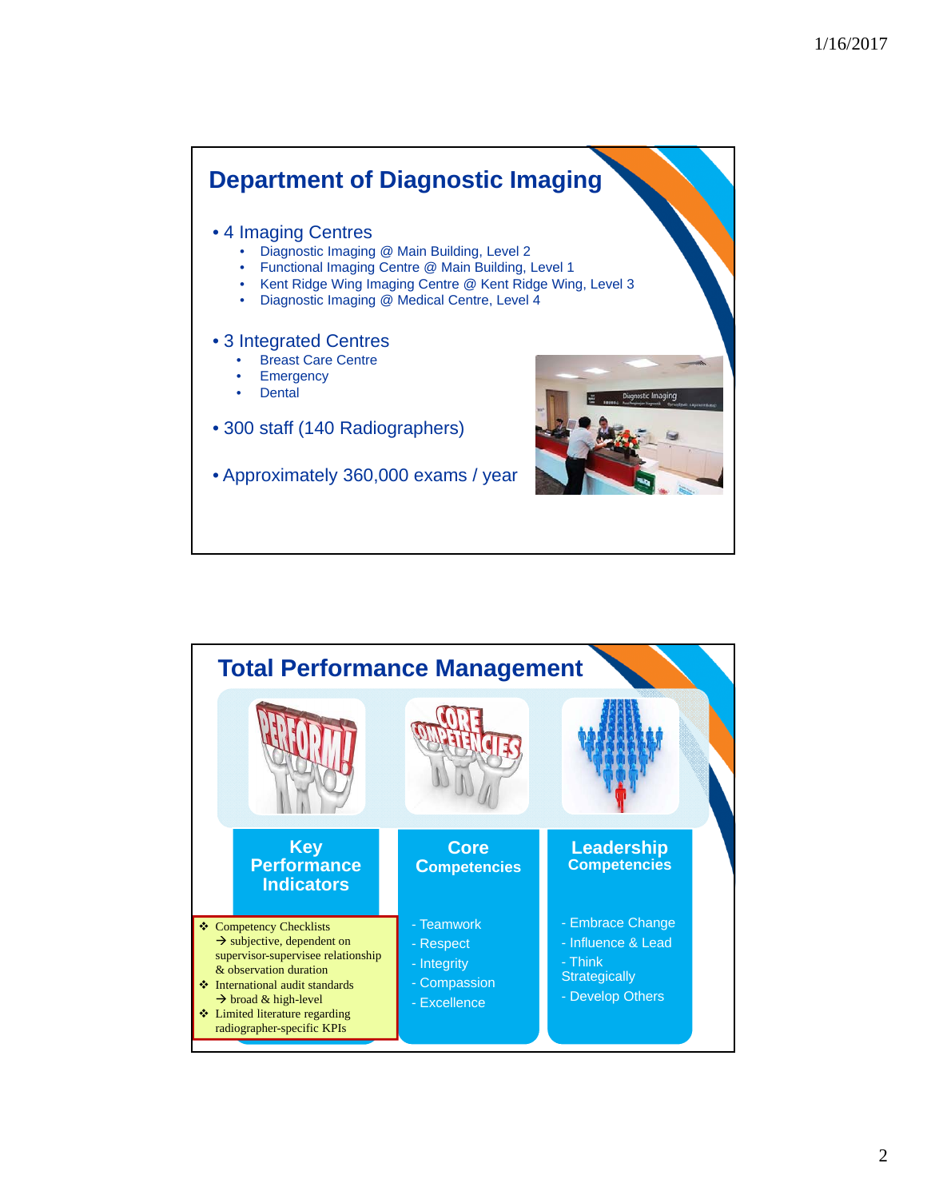## Department of Diagnostic Imaging

- 4 Imaging Centres
  - Diagnostic Imaging @ Main Building, Level 2
  - Functional Imaging Centre @ Main Building, Level 1
  - Kent Ridge Wing Imaging Centre @ Kent Ridge Wing, Level 3
  - Diagnostic Imaging @ Medical Centre, Level 4
- 3 Integrated Centres
  - Breast Care Centre
  - Emergency
  - Dental
- 300 staff (140 Radiographers)
- Approximately 360,000 exams / year

## Total Performance Management

**Key Performance Indicators**

- ❖ Competency Checklists
  → subjective, dependent on supervisor-supervisee relationship & observation duration
- ❖ International audit standards
  → broad & high-level
- ❖ Limited literature regarding radiographer-specific KPIs

**Core Competencies**

- Teamwork
- Respect
- Integrity
- Compassion
- Excellence

**Leadership Competencies**

- Embrace Change
- Influence & Lead
- Think Strategically
- Develop Others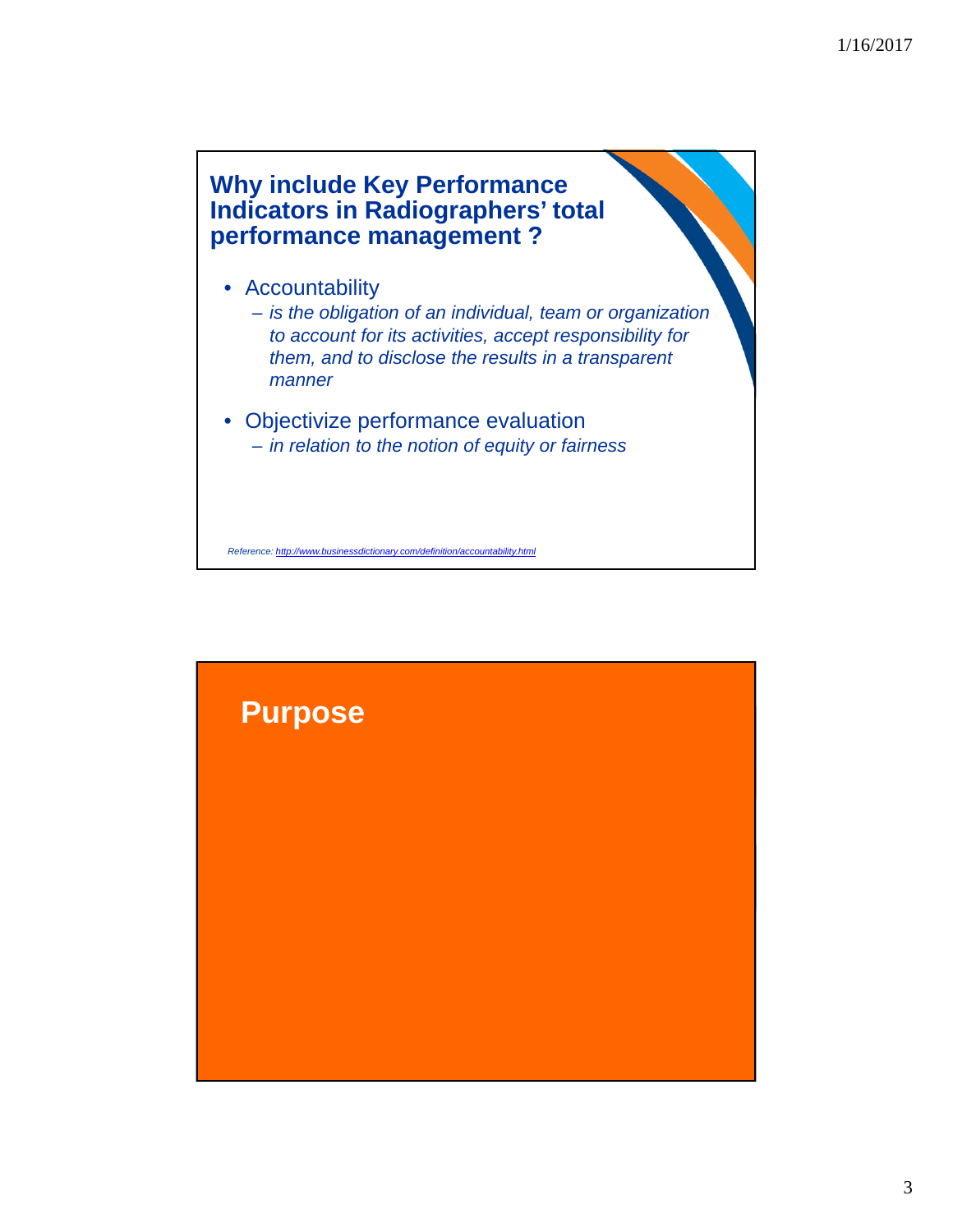## Why include Key Performance Indicators in Radiographers' total performance management ?

- Accountability
  - *is the obligation of an individual, team or organization to account for its activities, accept responsibility for them, and to disclose the results in a transparent manner*
- Objectivize performance evaluation
  - *in relation to the notion of equity or fairness*

*Reference: http://www.businessdictionary.com/definition/accountability.html*

## Purpose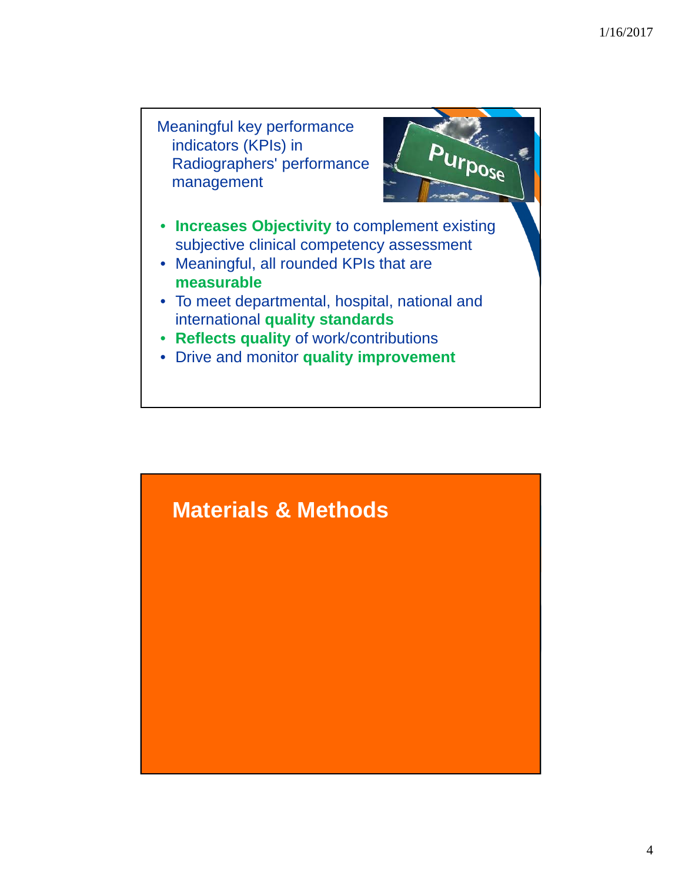Meaningful key performance indicators (KPIs) in Radiographers' performance management

- **Increases Objectivity** to complement existing subjective clinical competency assessment
- Meaningful, all rounded KPIs that are **measurable**
- To meet departmental, hospital, national and international **quality standards**
- **Reflects quality** of work/contributions
- Drive and monitor **quality improvement**

## Materials & Methods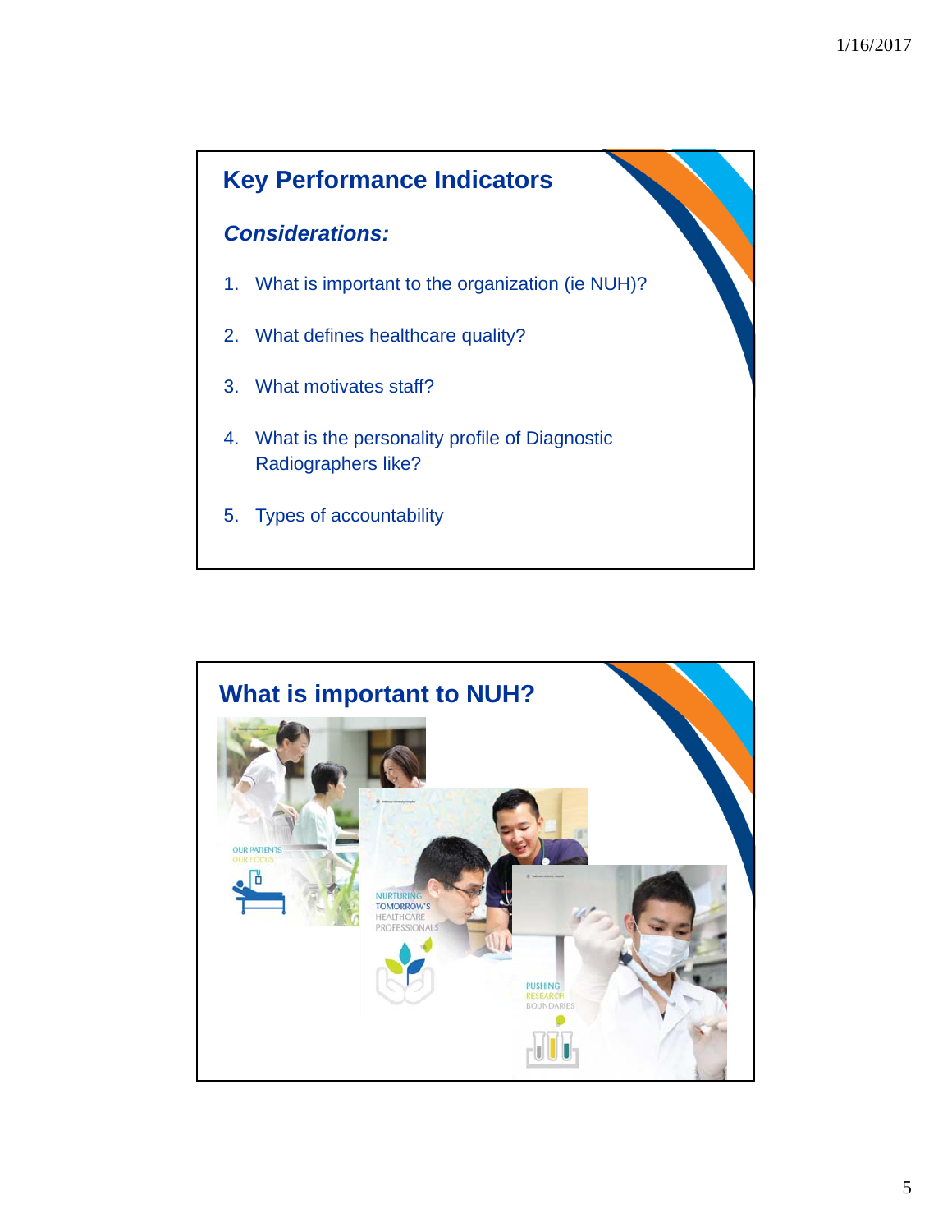## Key Performance Indicators

***Considerations:***

1. What is important to the organization (ie NUH)?
2. What defines healthcare quality?
3. What motivates staff?
4. What is the personality profile of Diagnostic Radiographers like?
5. Types of accountability

## What is important to NUH?

OUR PATIENTS OUR FOCUS

NURTURING TOMORROW'S HEALTHCARE PROFESSIONALS

PUSHING RESEARCH BOUNDARIES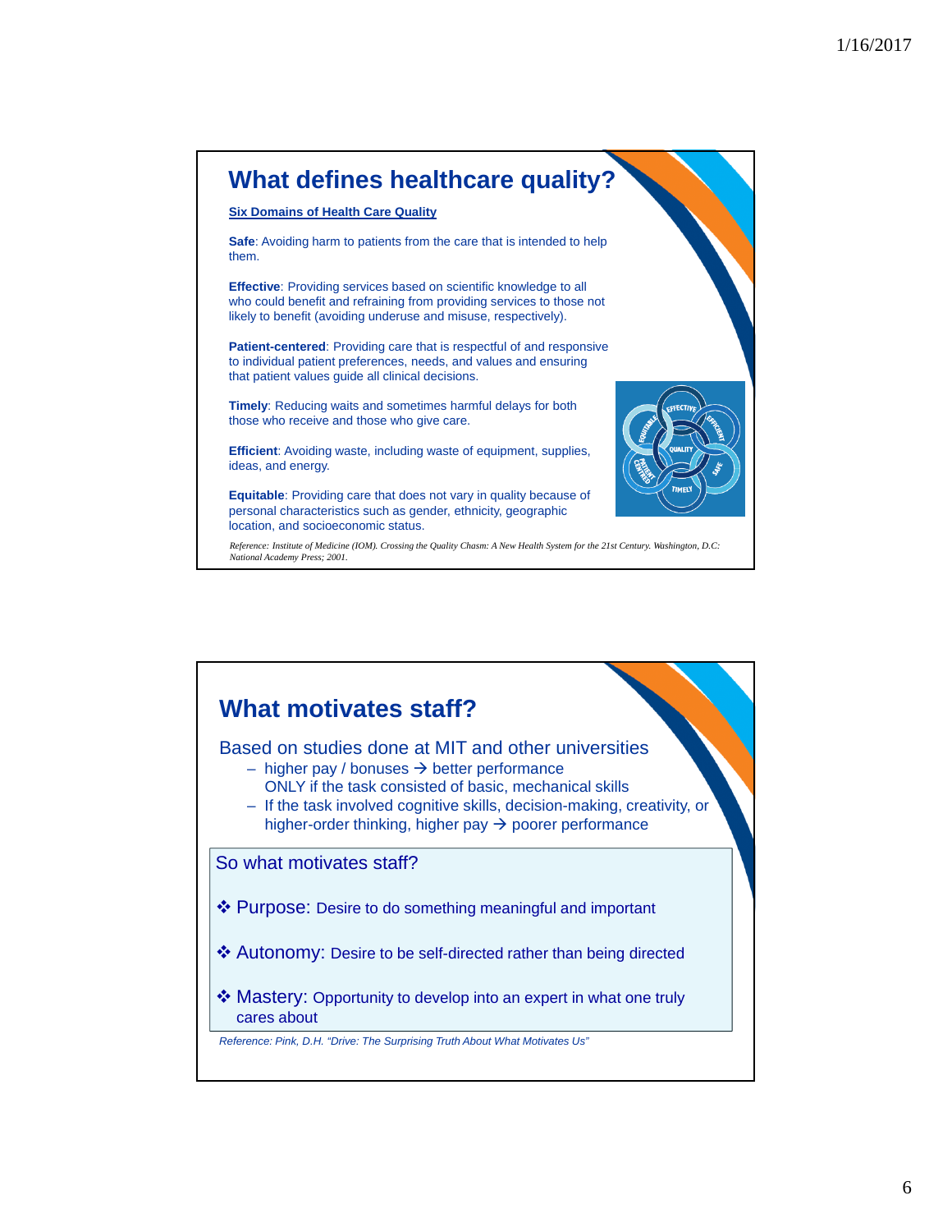## What defines healthcare quality?

**Six Domains of Health Care Quality**

**Safe**: Avoiding harm to patients from the care that is intended to help them.

**Effective**: Providing services based on scientific knowledge to all who could benefit and refraining from providing services to those not likely to benefit (avoiding underuse and misuse, respectively).

**Patient-centered**: Providing care that is respectful of and responsive to individual patient preferences, needs, and values and ensuring that patient values guide all clinical decisions.

**Timely**: Reducing waits and sometimes harmful delays for both those who receive and those who give care.

**Efficient**: Avoiding waste, including waste of equipment, supplies, ideas, and energy.

**Equitable**: Providing care that does not vary in quality because of personal characteristics such as gender, ethnicity, geographic location, and socioeconomic status.

*Reference: Institute of Medicine (IOM). Crossing the Quality Chasm: A New Health System for the 21st Century. Washington, D.C: National Academy Press; 2001.*

## What motivates staff?

Based on studies done at MIT and other universities

- higher pay / bonuses → better performance ONLY if the task consisted of basic, mechanical skills
- If the task involved cognitive skills, decision-making, creativity, or higher-order thinking, higher pay → poorer performance

So what motivates staff?

- ❖ Purpose: Desire to do something meaningful and important
- ❖ Autonomy: Desire to be self-directed rather than being directed
- ❖ Mastery: Opportunity to develop into an expert in what one truly cares about

*Reference: Pink, D.H. "Drive: The Surprising Truth About What Motivates Us"*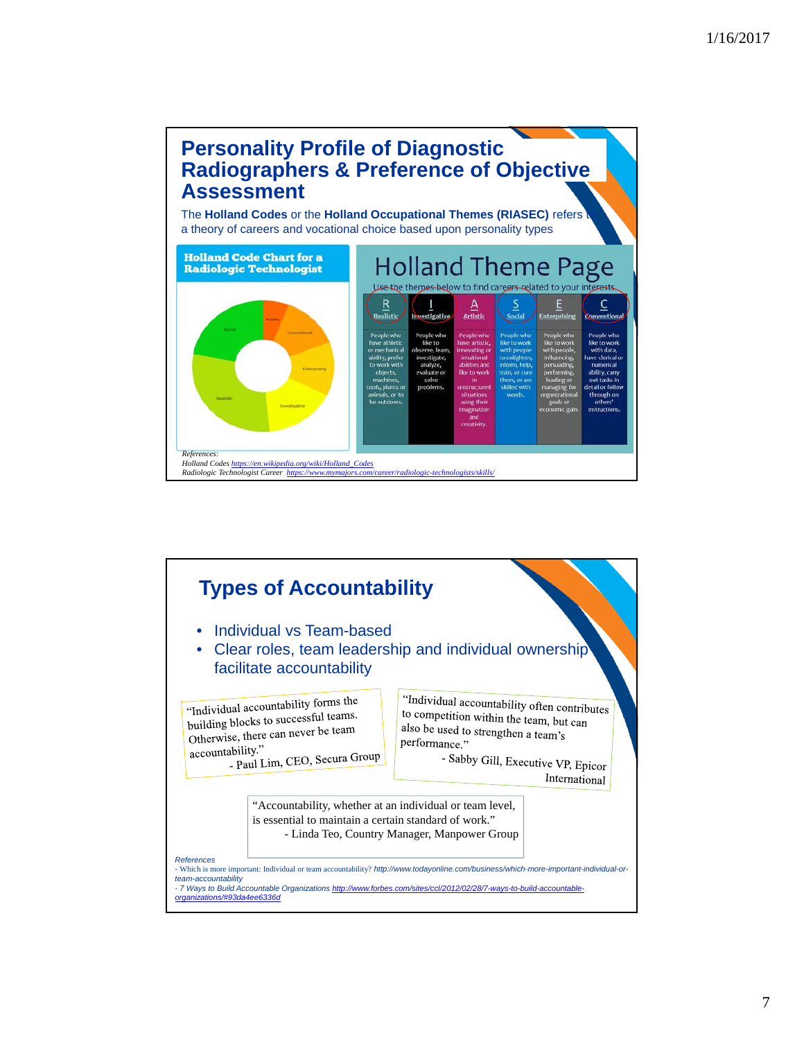## Personality Profile of Diagnostic Radiographers & Preference of Objective Assessment

The **Holland Codes** or the **Holland Occupational Themes (RIASEC)** refers to a theory of careers and vocational choice based upon personality types

**Holland Code Chart for a Radiologic Technologist**

Artistic, Conventional, Enterprising, Investigative, Realistic, Social

# Holland Theme Page

Use the themes below to find careers related to your interests

| R Realistic | I Investigative | A Artistic | S Social | E Enterprising | C Conventional |
|---|---|---|---|---|---|
| People who have athletic or mechanical ability, prefer to work with objects, machines, tools, plants or animals, or to be outdoors. | People who like to observe, learn, investigate, analyze, evaluate or solve problems. | People who have artistic, innovating or intuitional abilities and like to work in unstructured situations using their imagination and creativity. | People who like to work with people to enlighten, inform, help, train, or cure them, or are skilled with words. | People who like to work with people, influencing, persuading, performing, leading or managing for organizational goals or economic gain. | People who like to work with data, have clerical or numerical ability, carry out tasks in detail or follow through on others' instructions. |

*References:*
*Holland Codes https://en.wikipedia.org/wiki/Holland_Codes*
*Radiologic Technologist Career https://www.mymajors.com/career/radiologic-technologists/skills/*

## Types of Accountability

- Individual vs Team-based
- Clear roles, team leadership and individual ownership facilitate accountability

"Individual accountability forms the building blocks to successful teams. Otherwise, there can never be team accountability."
- Paul Lim, CEO, Secura Group

"Individual accountability often contributes to competition within the team, but can also be used to strengthen a team's performance."
- Sabby Gill, Executive VP, Epicor International

"Accountability, whether at an individual or team level, is essential to maintain a certain standard of work."
- Linda Teo, Country Manager, Manpower Group

*References*
- Which is more important: Individual or team accountability? http://www.todayonline.com/business/which-more-important-individual-or-team-accountability
- *7 Ways to Build Accountable Organizations* http://www.forbes.com/sites/ccl/2012/02/28/7-ways-to-build-accountable-organizations/#93da4ee6336d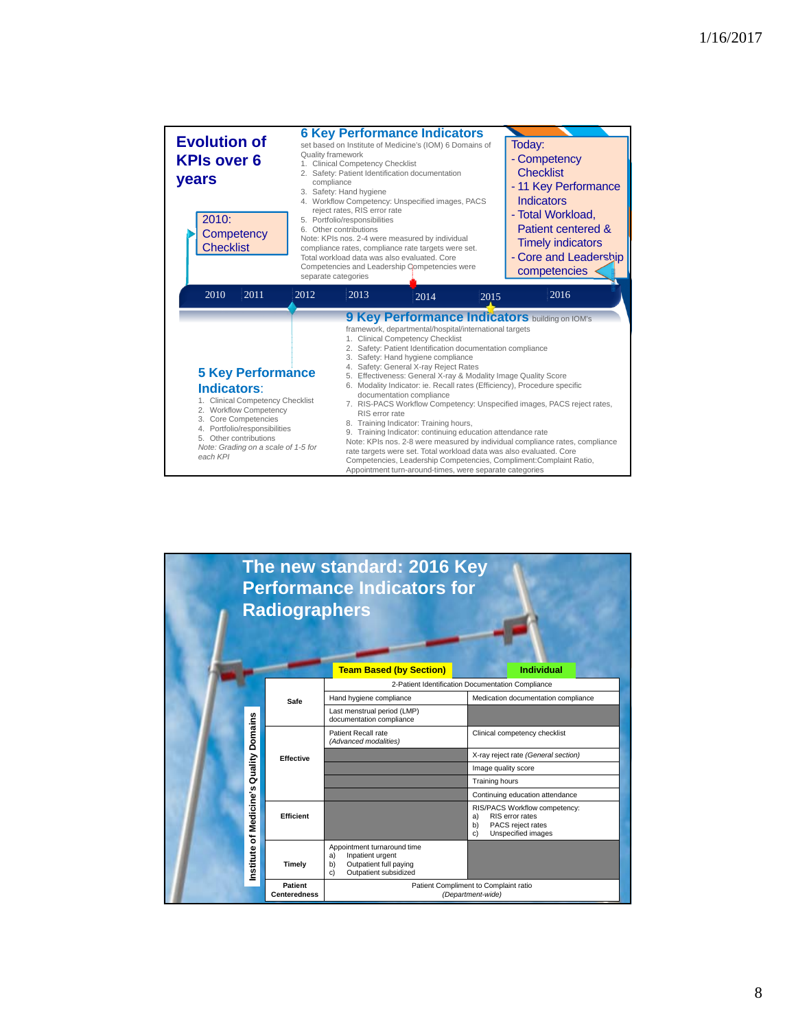## Evolution of KPIs over 6 years

**2010:** Competency Checklist

**6 Key Performance Indicators** set based on Institute of Medicine's (IOM) 6 Domains of Quality framework

1. Clinical Competency Checklist
2. Safety: Patient Identification documentation compliance
3. Safety: Hand hygiene
4. Workflow Competency: Unspecified images, PACS reject rates, RIS error rate
5. Portfolio/responsibilities
6. Other contributions

Note: KPIs nos. 2-4 were measured by individual compliance rates, compliance rate targets were set. Total workload data was also evaluated. Core Competencies and Leadership Competencies were separate categories

**Today:**
- Competency Checklist
- 11 Key Performance Indicators
- Total Workload, Patient centered & Timely indicators
- Core and Leadership competencies

2010 | 2011 | 2012 | 2013 | 2014 | 2015 | 2016

**5 Key Performance Indicators:**

1. Clinical Competency Checklist
2. Workflow Competency
3. Core Competences
4. Portfolio/responsibilities
5. Other contributions

*Note: Grading on a scale of 1-5 for each KPI*

**9 Key Performance Indicators** building on IOM's framework, departmental/hospital/international targets

1. Clinical Competency Checklist
2. Safety: Patient Identification documentation compliance
3. Safety: Hand hygiene compliance
4. Safety: General X-ray Reject Rates
5. Effectiveness: General X-ray & Modality Image Quality Score
6. Modality Indicator: ie. Recall rates (Efficiency), Procedure specific documentation compliance
7. RIS-PACS Workflow Competency: Unspecified images, PACS reject rates, RIS error rate
8. Training Indicator: Training hours,
9. Training Indicator: continuing education attendance rate

Note: KPIs nos. 2-8 were measured by individual compliance rates, compliance rate targets were set. Total workload data was also evaluated. Core Competencies, Leadership Competencies, Compliment:Complaint Ratio, Appointment turn-around-times, were separate categories

## The new standard: 2016 Key Performance Indicators for Radiographers

Institute of Medicine's Quality Domains

| Domain | Team Based (by Section) | Individual |
|---|---|---|
| Safe | 2-Patient Identification Documentation Compliance | |
| | Hand hygiene compliance | Medication documentation compliance |
| | Last menstrual period (LMP) documentation compliance | |
| Effective | Patient Recall rate *(Advanced modalities)* | Clinical competency checklist |
| | | X-ray reject rate *(General section)* |
| | | Image quality score |
| | | Training hours |
| | | Continuing education attendance |
| Efficient | | RIS/PACS Workflow competency: a) RIS error rates b) PACS reject rates c) Unspecified images |
| Timely | Appointment turnaround time a) Inpatient urgent b) Outpatient full paying c) Outpatient subsidized | |
| Patient Centeredness | Patient Compliment to Complaint ratio *(Department-wide)* | |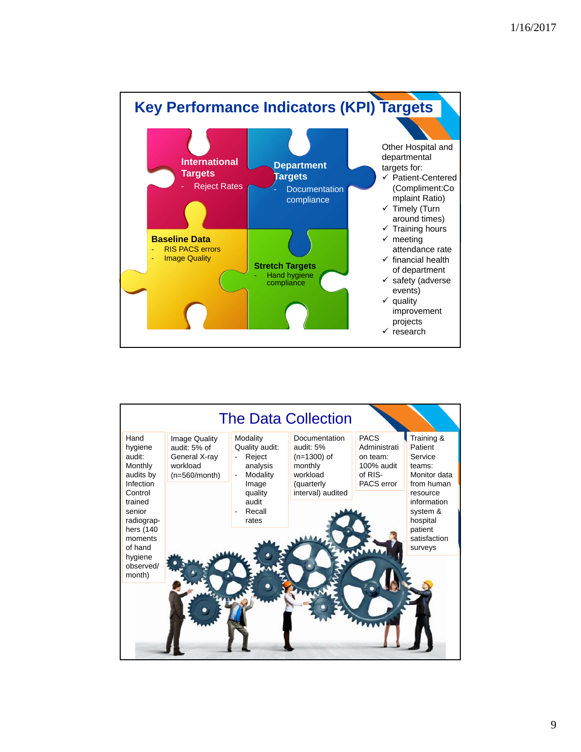## Key Performance Indicators (KPI) Targets

**International Targets**
- Reject Rates

**Department Targets**
- Documentation compliance

**Baseline Data**
- RIS PACS errors
- Image Quality

**Stretch Targets**
- Hand hygiene compliance

Other Hospital and departmental targets for:
- ✓ Patient-Centered (Compliment:Complaint Ratio)
- ✓ Timely (Turn around times)
- ✓ Training hours
- ✓ meeting attendance rate
- ✓ financial health of department
- ✓ safety (adverse events)
- ✓ quality improvement projects
- ✓ research

## The Data Collection

- Hand hygiene audit: Monthly audits by Infection Control trained senior radiographers (140 moments of hand hygiene observed/ month)
- Image Quality audit: 5% of General X-ray workload (n=560/month)
- Modality Quality audit:
  - Reject analysis
  - Modality Image quality audit
  - Recall rates
- Documentation audit: 5% (n=1300) of monthly workload (quarterly interval) audited
- PACS Administration team: 100% audit of RIS-PACS error
- Training & Patient Service teams: Monitor data from human resource information system & hospital patient satisfaction surveys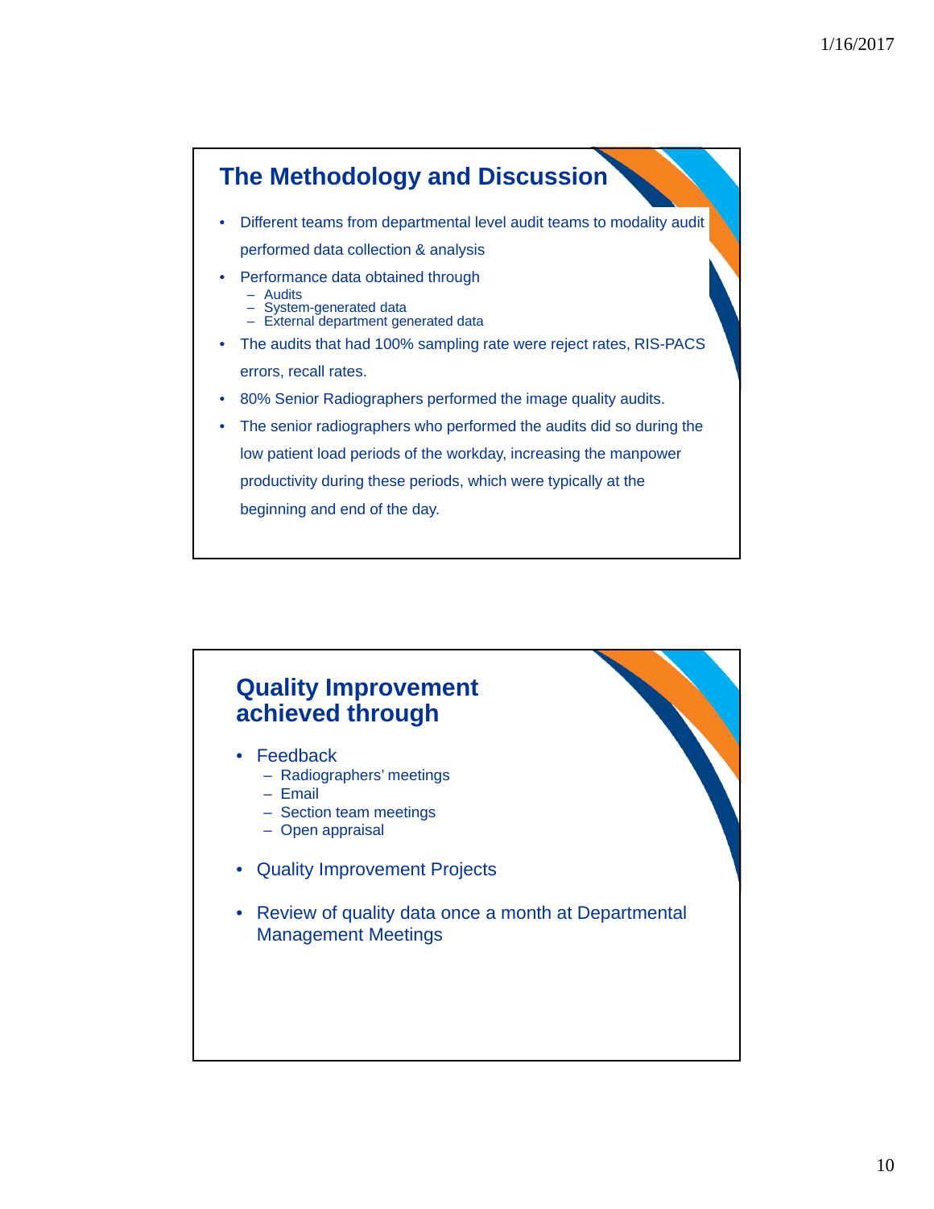## The Methodology and Discussion

- Different teams from departmental level audit teams to modality audit performed data collection & analysis
- Performance data obtained through
  - Audits
  - System-generated data
  - External department generated data
- The audits that had 100% sampling rate were reject rates, RIS-PACS errors, recall rates.
- 80% Senior Radiographers performed the image quality audits.
- The senior radiographers who performed the audits did so during the low patient load periods of the workday, increasing the manpower productivity during these periods, which were typically at the beginning and end of the day.

## Quality Improvement achieved through

- Feedback
  - Radiographers' meetings
  - Email
  - Section team meetings
  - Open appraisal
- Quality Improvement Projects
- Review of quality data once a month at Departmental Management Meetings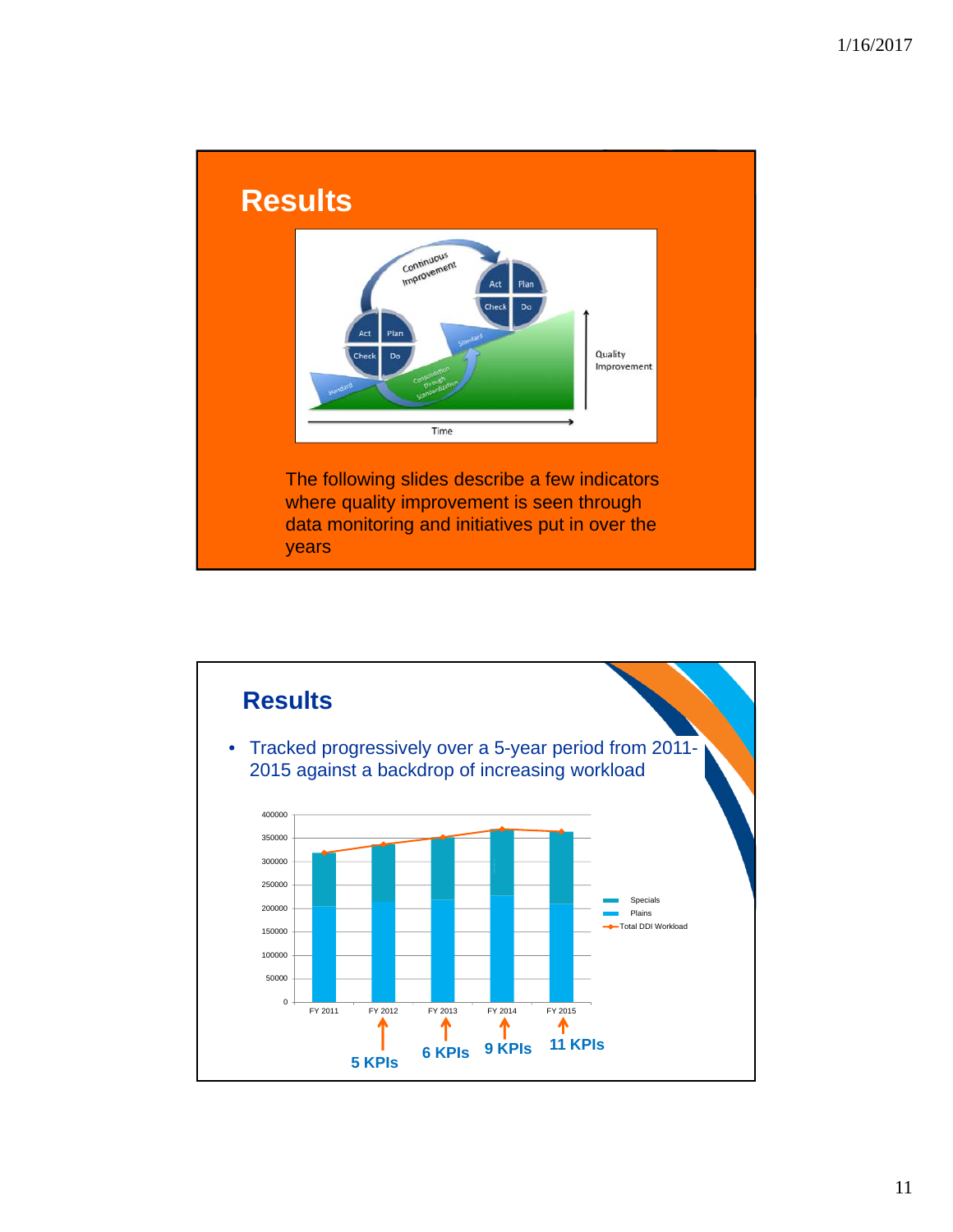## Results

The following slides describe a few indicators where quality improvement is seen through data monitoring and initiatives put in over the years

## Results

- Tracked progressively over a 5-year period from 2011-2015 against a backdrop of increasing workload

5 KPIs (FY 2012) · 6 KPIs (FY 2013) · 9 KPIs (FY 2014) · 11 KPIs (FY 2015)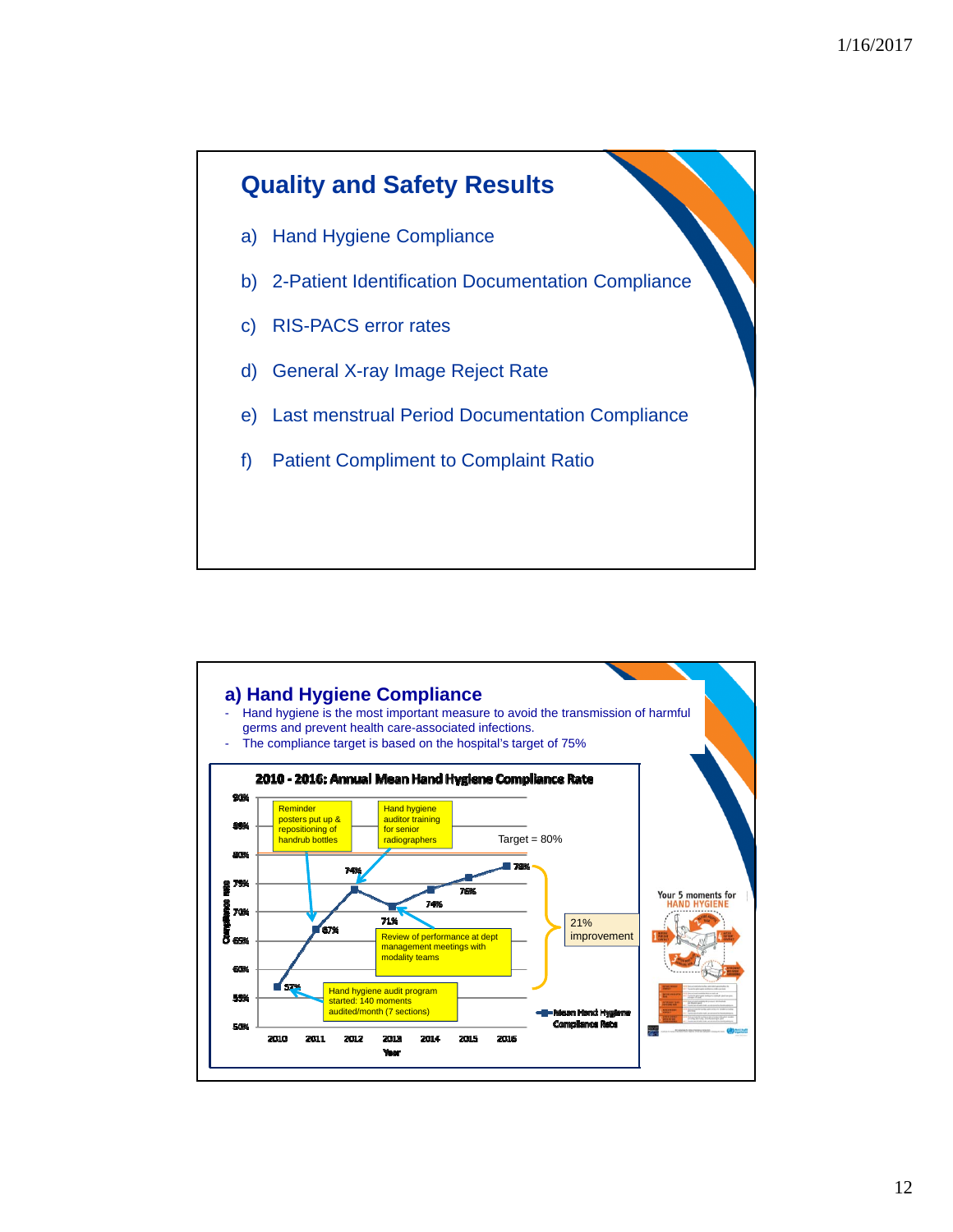## Quality and Safety Results

a) Hand Hygiene Compliance

b) 2-Patient Identification Documentation Compliance

c) RIS-PACS error rates

d) General X-ray Image Reject Rate

e) Last menstrual Period Documentation Compliance

f) Patient Compliment to Complaint Ratio

## a) Hand Hygiene Compliance

- Hand hygiene is the most important measure to avoid the transmission of harmful germs and prevent health care-associated infections.
- The compliance target is based on the hospital's target of 75%

**2010 - 2016: Annual Mean Hand Hygiene Compliance Rate**

| Year | Mean Hand Hygiene Compliance Rate |
|---|---|
| 2010 | 57% |
| 2011 | 67% |
| 2012 | 74% |
| 2013 | 71% |
| 2014 | 74% |
| 2015 | 76% |
| 2016 | 78% |

Target = 80%

21% improvement

Annotations:
- 2010: Hand hygiene audit program started: 140 moments audited/month (7 sections)
- 2011: Reminder posters put up & repositioning of handrub bottles
- 2012: Hand hygiene auditor training for senior radiographers
- 2013: Review of performance at dept management meetings with modality teams

Your 5 moments for HAND HYGIENE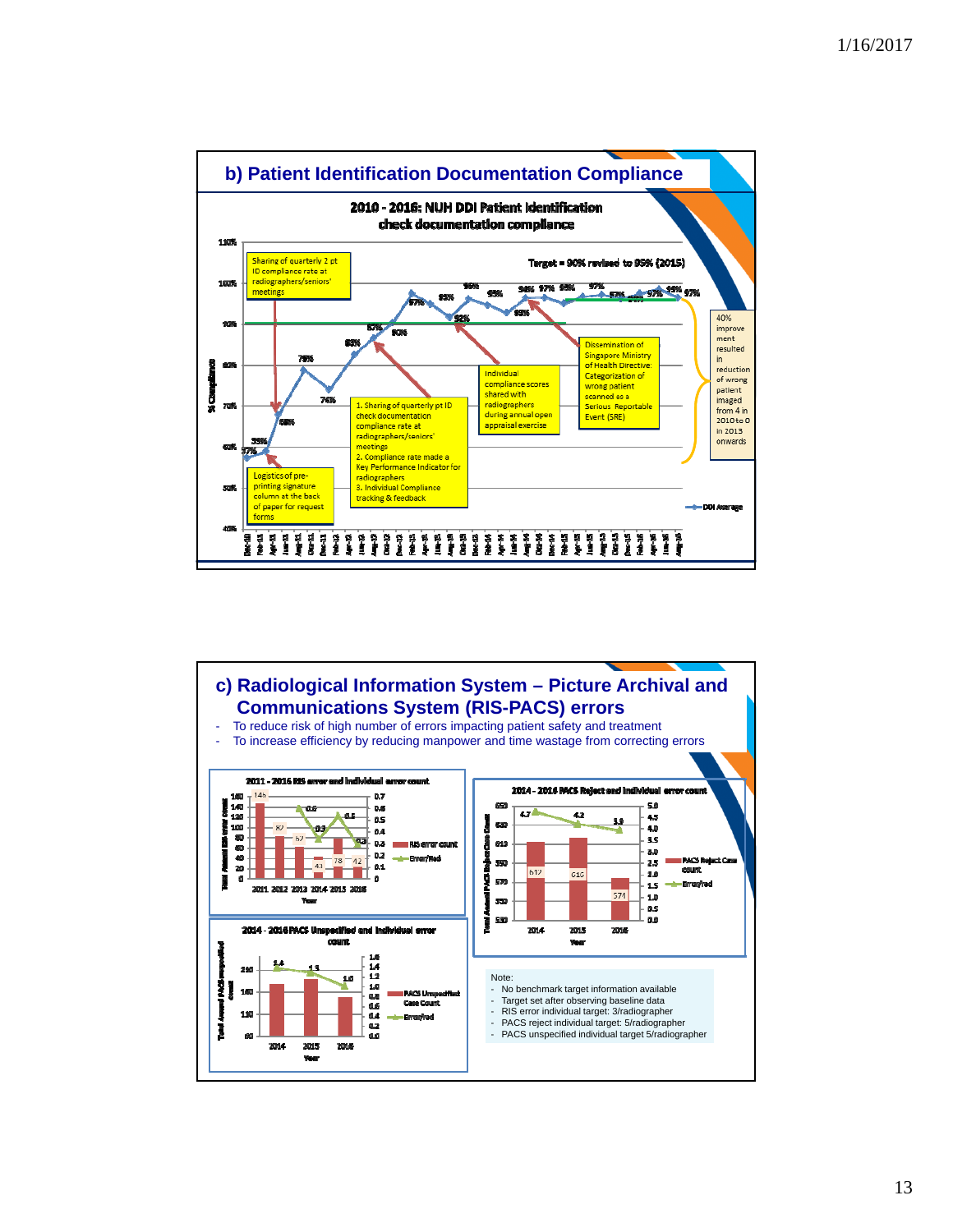## b) Patient Identification Documentation Compliance

**2010 - 2016: NUH DDI Patient Identification check documentation compliance**

Target = 90% revised to 95% (2015)

- Sharing of quarterly 2 pt ID compliance rate at radiographers/seniors' meetings
- Logistics of pre-printing signature column at the back of paper for request forms
- 1. Sharing of quarterly pt ID check documentation compliance rate at radiographers/seniors' meetings
  2. Compliance rate made a Key Performance Indicator for radiographers
  3. Individual Compliance tracking & feedback
- Individual compliance scores shared with radiographers during annual open appraisal exercise
- Dissemination of Singapore Ministry of Health Directive: Categorization of wrong patient scanned as a Serious Reportable Event (SRE)
- 40% improvement resulted in reduction of wrong patient imaged from 4 in 2010 to 0 in 2013 onwards

## c) Radiological Information System – Picture Archival and Communications System (RIS-PACS) errors

- To reduce risk of high number of errors impacting patient safety and treatment
- To increase efficiency by reducing manpower and time wastage from correcting errors

**2011 - 2016 RIS error and individual error count**

| Year | RIS error count | Error/rad |
|---|---|---|
| 2011 | 146 | |
| 2012 | 87 | 0.6 |
| 2013 | 67 | 0.3 |
| 2014 | 43 | 0.5 |
| 2015 | 78 | 0.3 |
| 2016 | 42 | |

**2014 - 2016 PACS Reject and individual error count**

| Year | PACS Reject Case count | Error/rad |
|---|---|---|
| 2014 | 612 | 4.7 |
| 2015 | 616 | 4.2 |
| 2016 | 574 | 3.9 |

**2014 - 2016 PACS Unspecified and individual error count**

| Year | Error/rad |
|---|---|
| 2014 | 1.4 |
| 2015 | 1.3 |
| 2016 | 1.0 |

Note:
- No benchmark target information available
- Target set after observing baseline data
- RIS error individual target: 3/radiographer
- PACS reject individual target: 5/radiographer
- PACS unspecified individual target 5/radiographer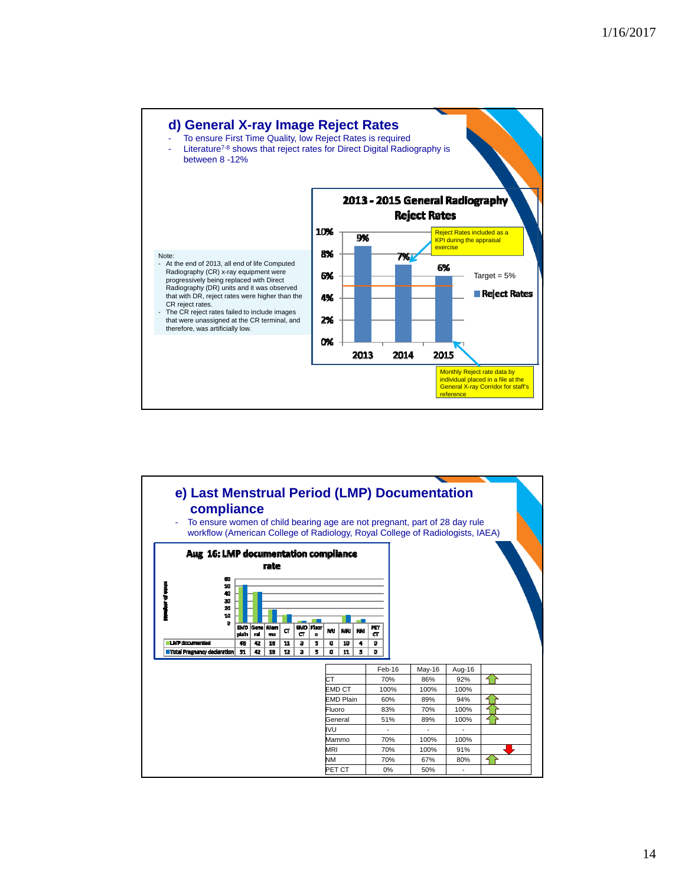## d) General X-ray Image Reject Rates

- To ensure First Time Quality, low Reject Rates is required
- Literature[7-8] shows that reject rates for Direct Digital Radiography is between 8 -12%

Note:
- At the end of 2013, all end of life Computed Radiography (CR) x-ray equipment were progressively being replaced with Direct Radiography (DR) units and it was observed that with DR, reject rates were higher than the CR reject rates.
- The CR reject rates failed to include images that were unassigned at the CR terminal, and therefore, was artificially low.

**2013 - 2015 General Radiography Reject Rates**

| Year | Reject Rates |
|---|---|
| 2013 | 9% |
| 2014 | 7% |
| 2015 | 6% |

Target = 5%

Reject Rates included as a KPI during the appraisal exercise

Monthly Reject rate data by individual placed in a file at the General X-ray Corridor for staff's reference

## e) Last Menstrual Period (LMP) Documentation compliance

- To ensure women of child bearing age are not pregnant, part of 28 day rule workflow (American College of Radiology, Royal College of Radiologists, IAEA)

**Aug 16: LMP documentation compliance rate**

| | EMD plain | General | Mammo | CT | EMD CT | Fluoro | IVU | MRI | NM | PET CT |
|---|---|---|---|---|---|---|---|---|---|---|
| LMP documented | 49 | 42 | 18 | 11 | 3 | 5 | 0 | 10 | 4 | 0 |
| Total Pregnancy declaration | 51 | 42 | 18 | 12 | 3 | 5 | 0 | 11 | 5 | 0 |

| | Feb-16 | May-16 | Aug-16 | |
|---|---|---|---|---|
| CT | 70% | 86% | 92% | ↑ |
| EMD CT | 100% | 100% | 100% | |
| EMD Plain | 60% | 89% | 94% | ↑ |
| Fluoro | 83% | 70% | 100% | ↑ |
| General | 51% | 89% | 100% | ↑ |
| IVU | - | - | - | |
| Mammo | 70% | 100% | 100% | |
| MRI | 70% | 100% | 91% | ↓ |
| NM | 70% | 67% | 80% | ↑ |
| PET CT | 0% | 50% | - | |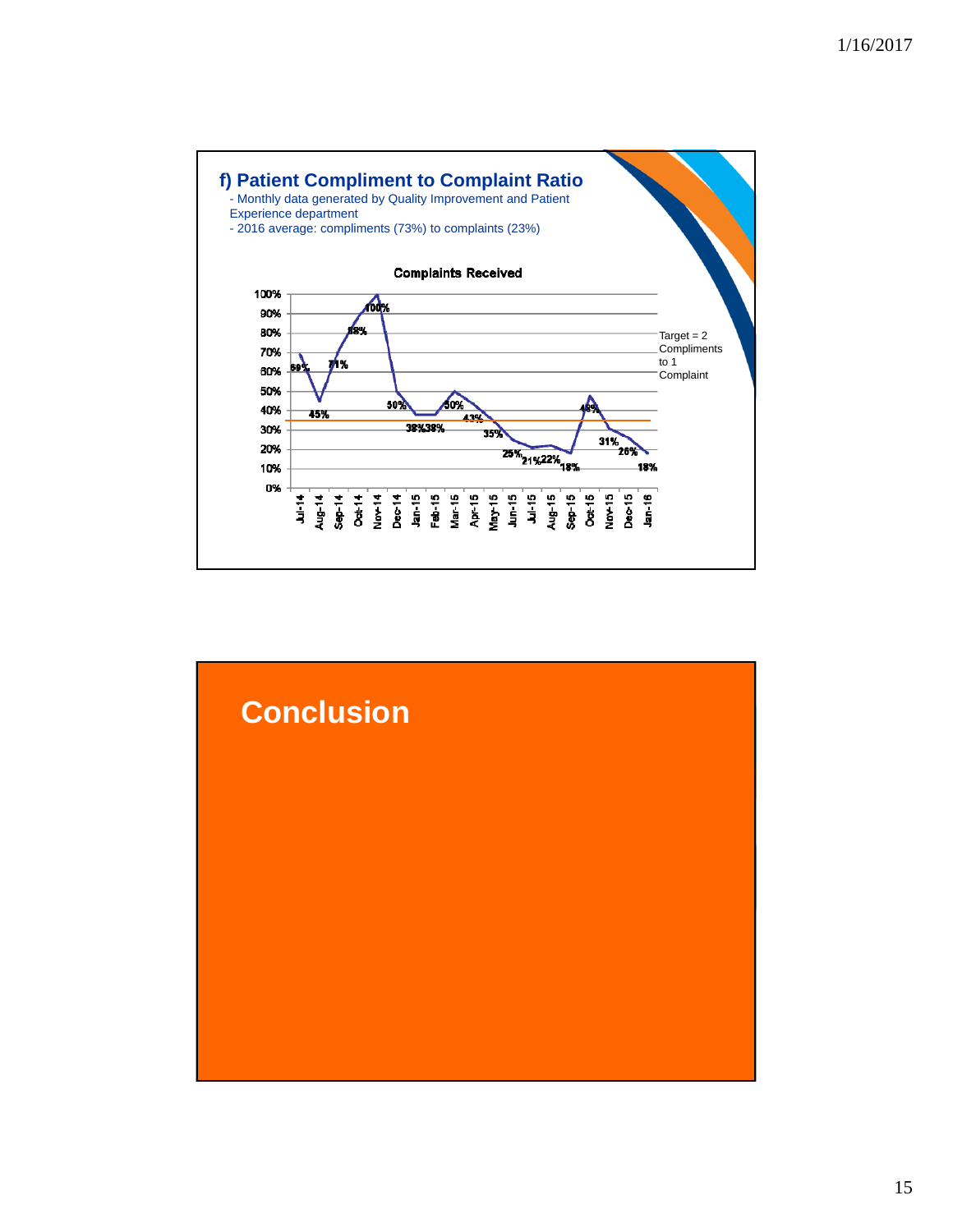## f) Patient Compliment to Complaint Ratio

- Monthly data generated by Quality Improvement and Patient Experience department
- 2016 average: compliments (73%) to complaints (23%)

**Complaints Received**

| Month | Complaints Received |
|---|---|
| Jul-14 | 69% |
| Aug-14 | 45% |
| Sep-14 | 71% |
| Oct-14 | |
| Nov-14 | 100% |
| Dec-14 | 50% |
| Jan-15 | 38% |
| Feb-15 | 38% |
| Mar-15 | 50% |
| Apr-15 | 43% |
| May-15 | 35% |
| Jun-15 | 25% |
| Jul-15 | 21% |
| Aug-15 | 22% |
| Sep-15 | 18% |
| Oct-15 | 48% |
| Nov-15 | 31% |
| Dec-15 | 26% |
| Jan-16 | 18% |

Note: an additional data label reading "88%" appears on the chart between Sep-14 and Nov-14; its exact month position is unclear.

Target = 2 Compliments to 1 Complaint

# Conclusion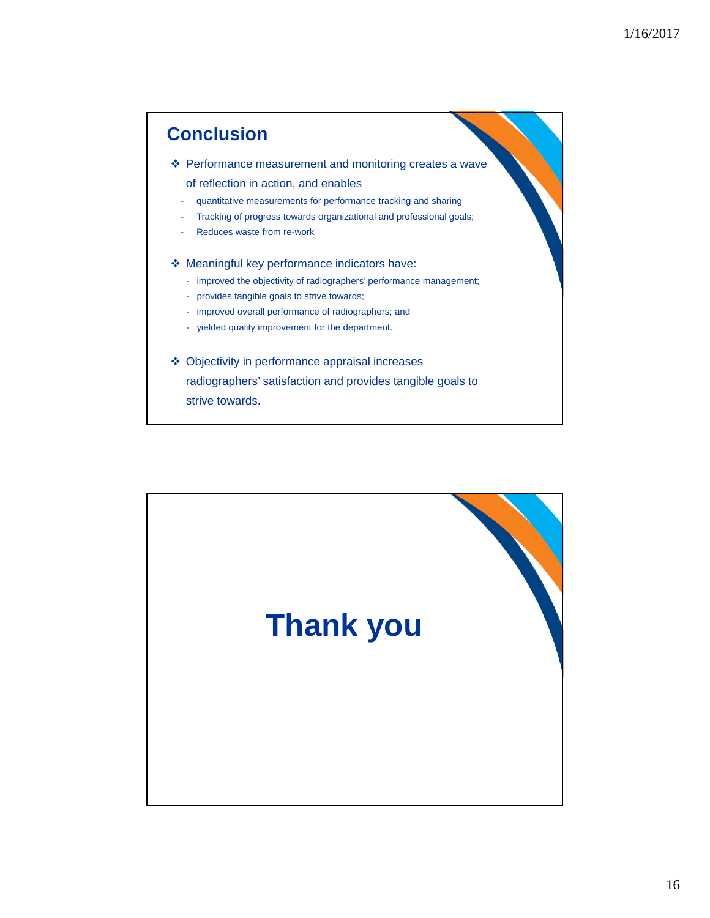## Conclusion

- Performance measurement and monitoring creates a wave of reflection in action, and enables
  - quantitative measurements for performance tracking and sharing
  - Tracking of progress towards organizational and professional goals;
  - Reduces waste from re-work
- Meaningful key performance indicators have:
  - improved the objectivity of radiographers' performance management;
  - provides tangible goals to strive towards;
  - improved overall performance of radiographers; and
  - yielded quality improvement for the department.
- Objectivity in performance appraisal increases radiographers' satisfaction and provides tangible goals to strive towards.

# Thank you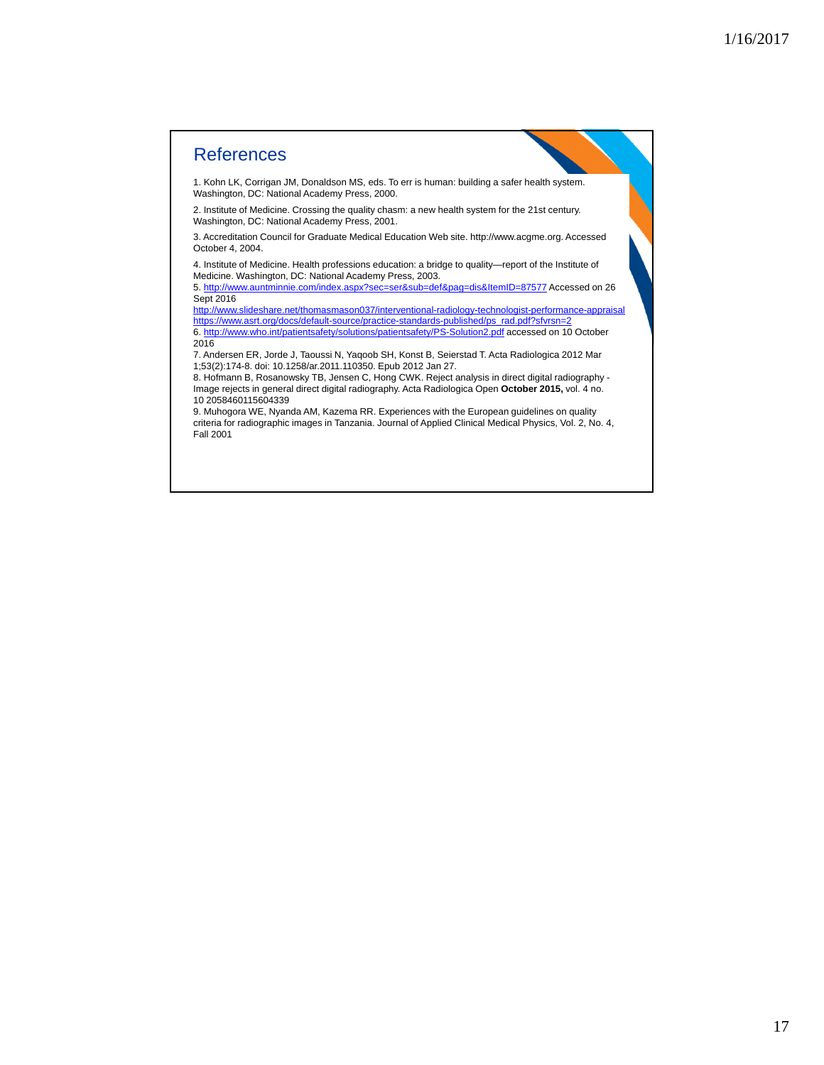# References

1. Kohn LK, Corrigan JM, Donaldson MS, eds. To err is human: building a safer health system. Washington, DC: National Academy Press, 2000.

2. Institute of Medicine. Crossing the quality chasm: a new health system for the 21st century. Washington, DC: National Academy Press, 2001.

3. Accreditation Council for Graduate Medical Education Web site. http://www.acgme.org. Accessed October 4, 2004.

4. Institute of Medicine. Health professions education: a bridge to quality—report of the Institute of Medicine. Washington, DC: National Academy Press, 2003.

5. http://www.auntminnie.com/index.aspx?sec=ser&sub=def&pag=dis&ItemID=87577 Accessed on 26 Sept 2016
http://www.slideshare.net/thomasmason037/interventional-radiology-technologist-performance-appraisal
https://www.asrt.org/docs/default-source/practice-standards-published/ps_rad.pdf?sfvrsn=2

6. http://www.who.int/patientsafety/solutions/patientsafety/PS-Solution2.pdf accessed on 10 October 2016

7. Andersen ER, Jorde J, Taoussi N, Yaqoob SH, Konst B, Seierstad T. Acta Radiologica 2012 Mar 1;53(2):174-8. doi: 10.1258/ar.2011.110350. Epub 2012 Jan 27.

8. Hofmann B, Rosanowsky TB, Jensen C, Hong CWK. Reject analysis in direct digital radiography - Image rejects in general direct digital radiography. Acta Radiologica Open **October 2015,** vol. 4 no. 10 2058460115604339

9. Muhogora WE, Nyanda AM, Kazema RR. Experiences with the European guidelines on quality criteria for radiographic images in Tanzania. Journal of Applied Clinical Medical Physics, Vol. 2, No. 4, Fall 2001